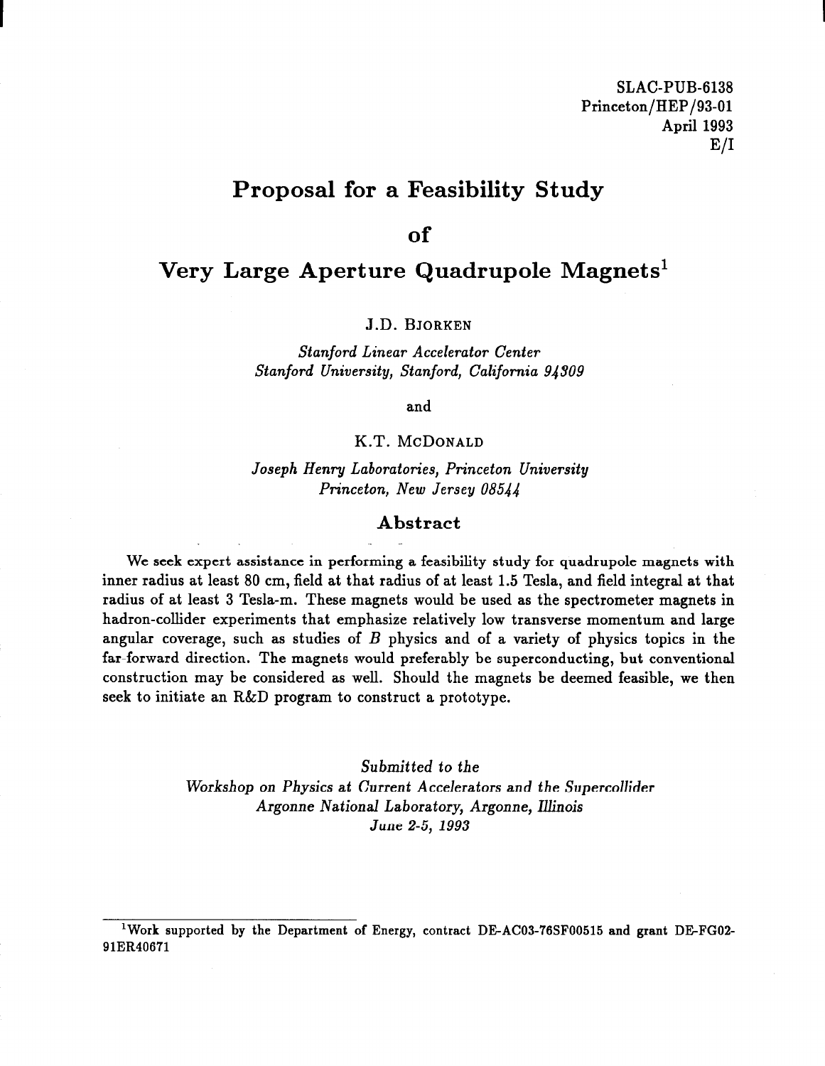SLAC-PUB-6138
Princeton/HEP/93-01
April 1993
E/I

# Proposal for a Feasibility Study of Very Large Aperture Quadrupole Magnets[1]

J.D. BJORKEN

*Stanford Linear Accelerator Center*
*Stanford University, Stanford, California 94309*

and

K.T. MCDONALD

*Joseph Henry Laboratories, Princeton University*
*Princeton, New Jersey 08544*

## Abstract

We seek expert assistance in performing a feasibility study for quadrupole magnets with inner radius at least 80 cm, field at that radius of at least 1.5 Tesla, and field integral at that radius of at least 3 Tesla-m. These magnets would be used as the spectrometer magnets in hadron-collider experiments that emphasize relatively low transverse momentum and large angular coverage, such as studies of $B$ physics and of a variety of physics topics in the far-forward direction. The magnets would preferably be superconducting, but conventional construction may be considered as well. Should the magnets be deemed feasible, we then seek to initiate an R&D program to construct a prototype.

*Submitted to the*
*Workshop on Physics at Current Accelerators and the Supercollider*
*Argonne National Laboratory, Argonne, Illinois*
*June 2-5, 1993*

[1] Work supported by the Department of Energy, contract DE-AC03-76SF00515 and grant DE-FG02-91ER40671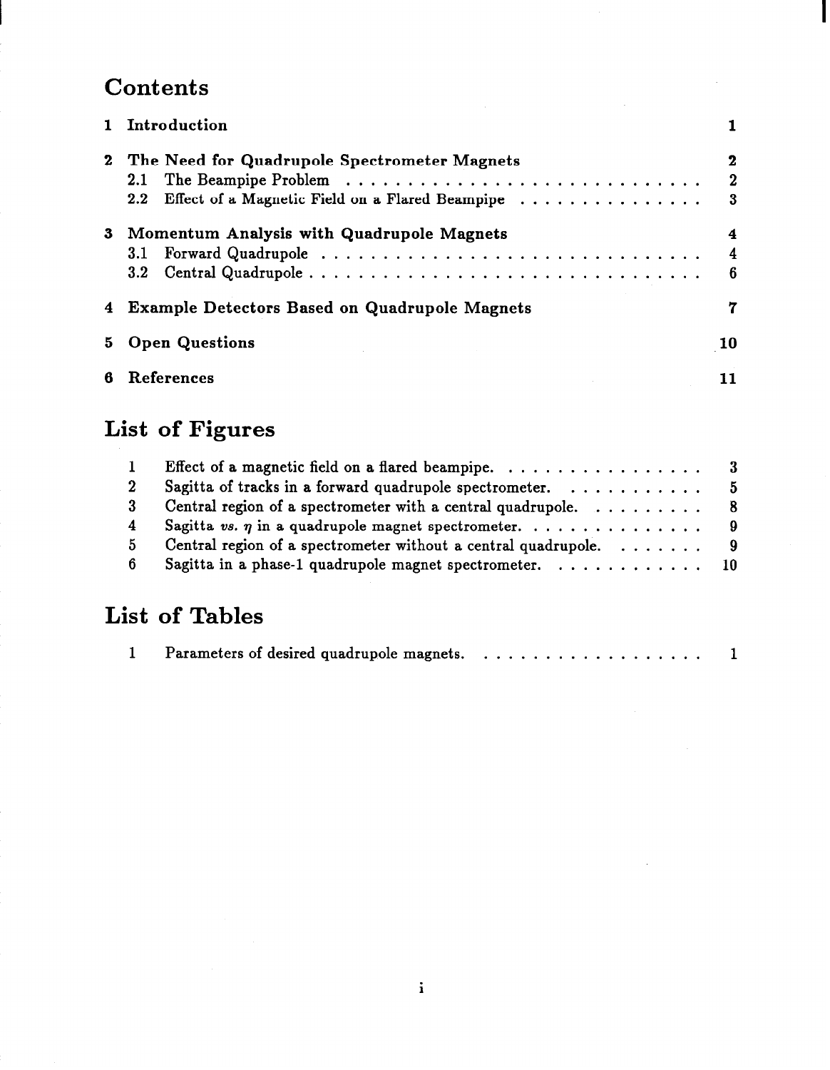# Contents

| | | |
|---|---|---|
| **1** | **Introduction** | **1** |
| **2** | **The Need for Quadrupole Spectrometer Magnets** | **2** |
| 2.1 | The Beampipe Problem | 2 |
| 2.2 | Effect of a Magnetic Field on a Flared Beampipe | 3 |
| **3** | **Momentum Analysis with Quadrupole Magnets** | **4** |
| 3.1 | Forward Quadrupole | 4 |
| 3.2 | Central Quadrupole | 6 |
| **4** | **Example Detectors Based on Quadrupole Magnets** | **7** |
| **5** | **Open Questions** | **10** |
| **6** | **References** | **11** |

# List of Figures

| | | |
|---|---|---|
| 1 | Effect of a magnetic field on a flared beampipe. | 3 |
| 2 | Sagitta of tracks in a forward quadrupole spectrometer. | 5 |
| 3 | Central region of a spectrometer with a central quadrupole. | 8 |
| 4 | Sagitta *vs.* $\eta$ in a quadrupole magnet spectrometer. | 9 |
| 5 | Central region of a spectrometer without a central quadrupole. | 9 |
| 6 | Sagitta in a phase-1 quadrupole magnet spectrometer. | 10 |

# List of Tables

| | | |
|---|---|---|
| 1 | Parameters of desired quadrupole magnets. | 1 |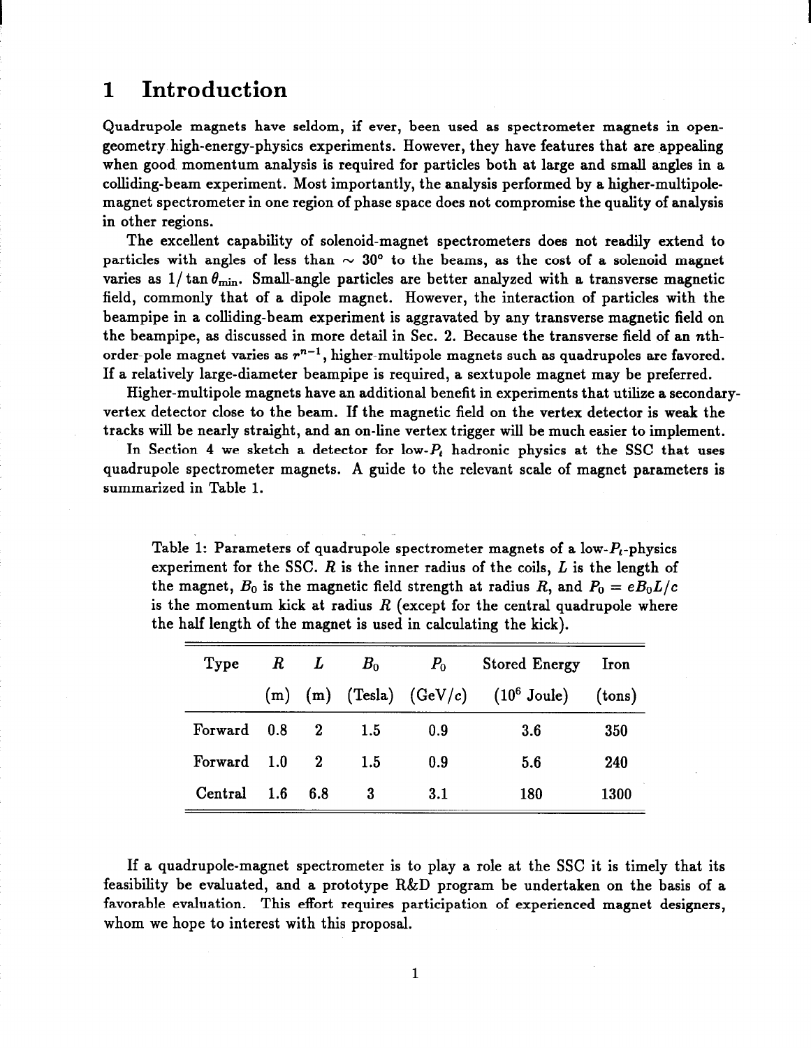# 1 Introduction

Quadrupole magnets have seldom, if ever, been used as spectrometer magnets in open-geometry high-energy-physics experiments. However, they have features that are appealing when good momentum analysis is required for particles both at large and small angles in a colliding-beam experiment. Most importantly, the analysis performed by a higher-multipole-magnet spectrometer in one region of phase space does not compromise the quality of analysis in other regions.

The excellent capability of solenoid-magnet spectrometers does not readily extend to particles with angles of less than $\sim 30°$ to the beams, as the cost of a solenoid magnet varies as $1/\tan\theta_{\rm min}$. Small-angle particles are better analyzed with a transverse magnetic field, commonly that of a dipole magnet. However, the interaction of particles with the beampipe in a colliding-beam experiment is aggravated by any transverse magnetic field on the beampipe, as discussed in more detail in Sec. 2. Because the transverse field of an $n$th-order-pole magnet varies as $r^{n-1}$, higher-multipole magnets such as quadrupoles are favored. If a relatively large-diameter beampipe is required, a sextupole magnet may be preferred.

Higher-multipole magnets have an additional benefit in experiments that utilize a secondary-vertex detector close to the beam. If the magnetic field on the vertex detector is weak the tracks will be nearly straight, and an on-line vertex trigger will be much easier to implement.

In Section 4 we sketch a detector for low-$P_t$ hadronic physics at the SSC that uses quadrupole spectrometer magnets. A guide to the relevant scale of magnet parameters is summarized in Table 1.

Table 1: Parameters of quadrupole spectrometer magnets of a low-$P_t$-physics experiment for the SSC. $R$ is the inner radius of the coils, $L$ is the length of the magnet, $B_0$ is the magnetic field strength at radius $R$, and $P_0 = eB_0L/c$ is the momentum kick at radius $R$ (except for the central quadrupole where the half length of the magnet is used in calculating the kick).

| Type | $R$ (m) | $L$ (m) | $B_0$ (Tesla) | $P_0$ (GeV/c) | Stored Energy ($10^6$ Joule) | Iron (tons) |
|---|---|---|---|---|---|---|
| Forward | 0.8 | 2 | 1.5 | 0.9 | 3.6 | 350 |
| Forward | 1.0 | 2 | 1.5 | 0.9 | 5.6 | 240 |
| Central | 1.6 | 6.8 | 3 | 3.1 | 180 | 1300 |

If a quadrupole-magnet spectrometer is to play a role at the SSC it is timely that its feasibility be evaluated, and a prototype R&D program be undertaken on the basis of a favorable evaluation. This effort requires participation of experienced magnet designers, whom we hope to interest with this proposal.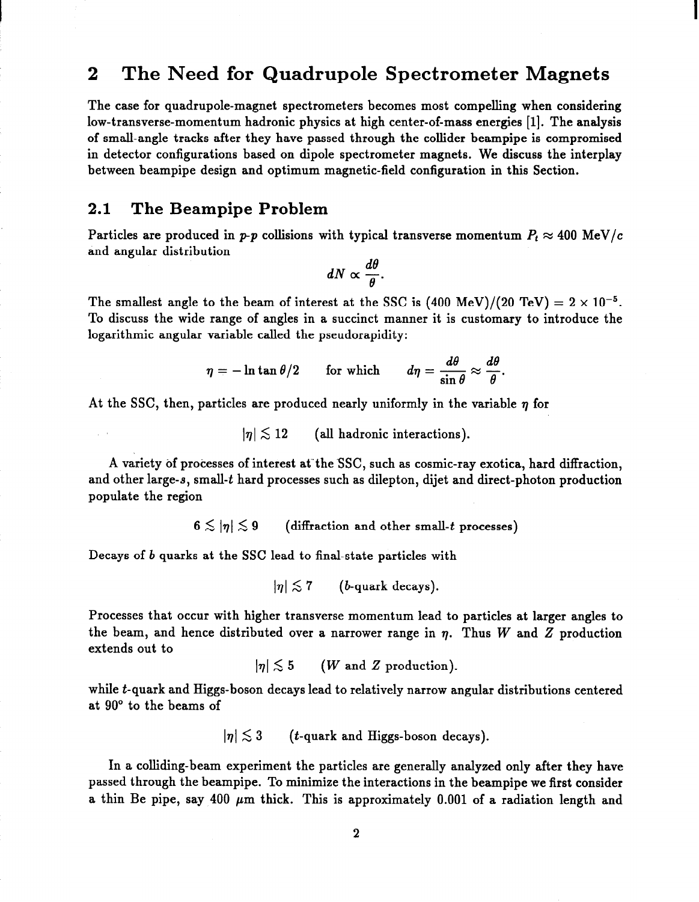## 2 The Need for Quadrupole Spectrometer Magnets

The case for quadrupole-magnet spectrometers becomes most compelling when considering low-transverse-momentum hadronic physics at high center-of-mass energies [1]. The analysis of small-angle tracks after they have passed through the collider beampipe is compromised in detector configurations based on dipole spectrometer magnets. We discuss the interplay between beampipe design and optimum magnetic-field configuration in this Section.

### 2.1 The Beampipe Problem

Particles are produced in *p*-*p* collisions with typical transverse momentum $P_t \approx 400$ MeV/$c$ and angular distribution

$$dN \propto \frac{d\theta}{\theta}.$$

The smallest angle to the beam of interest at the SSC is (400 MeV)/(20 TeV) $= 2 \times 10^{-5}$. To discuss the wide range of angles in a succinct manner it is customary to introduce the logarithmic angular variable called the pseudorapidity:

$$\eta = -\ln \tan \theta/2 \qquad \text{for which} \qquad d\eta = \frac{d\theta}{\sin\theta} \approx \frac{d\theta}{\theta}.$$

At the SSC, then, particles are produced nearly uniformly in the variable $\eta$ for

$$|\eta| \lesssim 12 \qquad \text{(all hadronic interactions)}.$$

A variety of processes of interest at the SSC, such as cosmic-ray exotica, hard diffraction, and other large-$s$, small-$t$ hard processes such as dilepton, dijet and direct-photon production populate the region

$$6 \lesssim |\eta| \lesssim 9 \qquad \text{(diffraction and other small-}t\text{ processes)}$$

Decays of $b$ quarks at the SSC lead to final-state particles with

$$|\eta| \lesssim 7 \qquad (b\text{-quark decays}).$$

Processes that occur with higher transverse momentum lead to particles at larger angles to the beam, and hence distributed over a narrower range in $\eta$. Thus $W$ and $Z$ production extends out to

$$|\eta| \lesssim 5 \qquad (W \text{ and } Z \text{ production}).$$

while $t$-quark and Higgs-boson decays lead to relatively narrow angular distributions centered at 90° to the beams of

$$|\eta| \lesssim 3 \qquad (t\text{-quark and Higgs-boson decays}).$$

In a colliding-beam experiment the particles are generally analyzed only after they have passed through the beampipe. To minimize the interactions in the beampipe we first consider a thin Be pipe, say 400 $\mu$m thick. This is approximately 0.001 of a radiation length and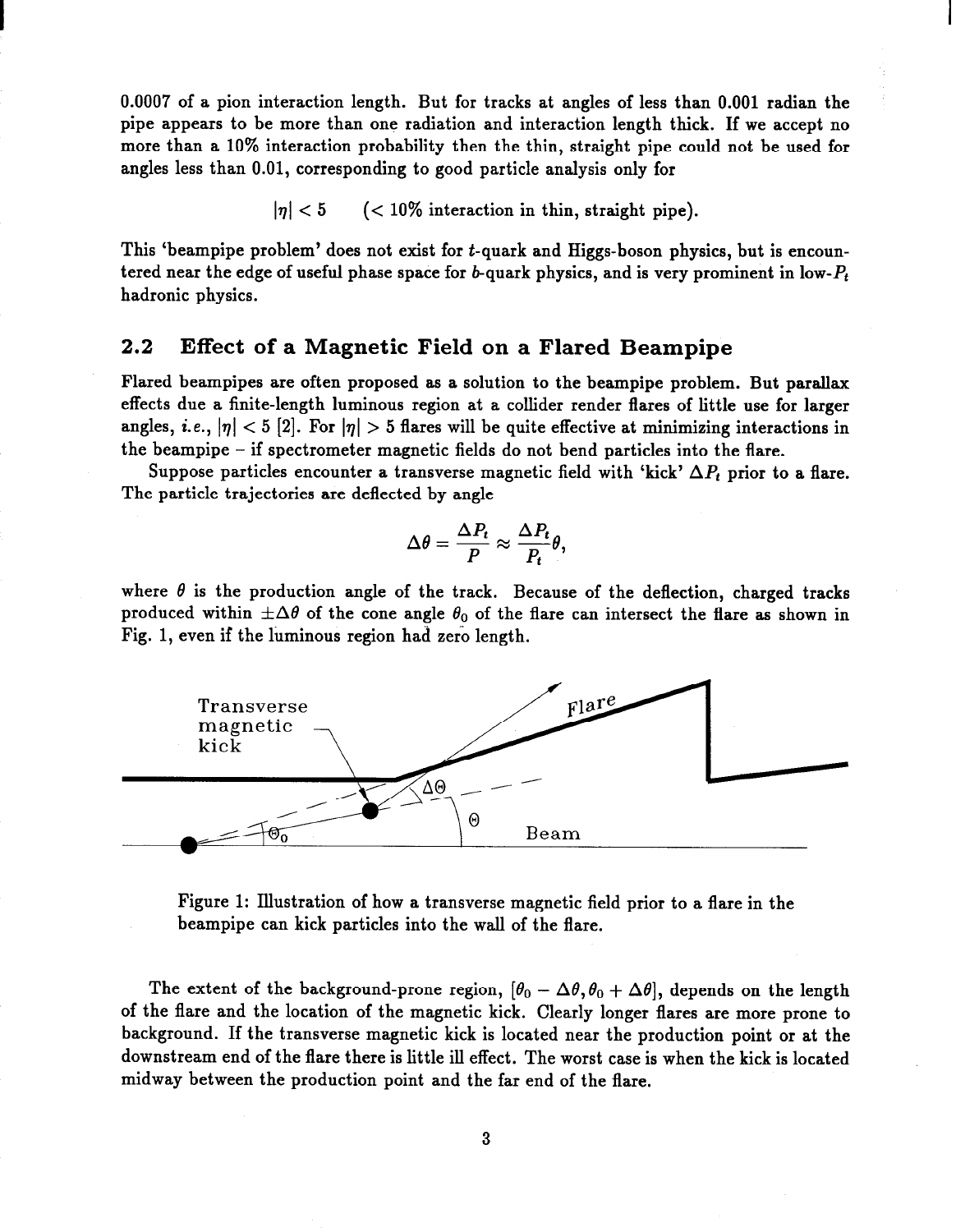0.0007 of a pion interaction length. But for tracks at angles of less than 0.001 radian the pipe appears to be more than one radiation and interaction length thick. If we accept no more than a 10% interaction probability then the thin, straight pipe could not be used for angles less than 0.01, corresponding to good particle analysis only for

$$|\eta| < 5 \qquad (< 10\% \text{ interaction in thin, straight pipe}).$$

This 'beampipe problem' does not exist for $t$-quark and Higgs-boson physics, but is encountered near the edge of useful phase space for $b$-quark physics, and is very prominent in low-$P_t$ hadronic physics.

## 2.2 Effect of a Magnetic Field on a Flared Beampipe

Flared beampipes are often proposed as a solution to the beampipe problem. But parallax effects due a finite-length luminous region at a collider render flares of little use for larger angles, *i.e.*, $|\eta| < 5$ [2]. For $|\eta| > 5$ flares will be quite effective at minimizing interactions in the beampipe – if spectrometer magnetic fields do not bend particles into the flare.

Suppose particles encounter a transverse magnetic field with 'kick' $\Delta P_t$ prior to a flare. The particle trajectories are deflected by angle

$$\Delta\theta = \frac{\Delta P_t}{P} \approx \frac{\Delta P_t}{P_t}\theta,$$

where $\theta$ is the production angle of the track. Because of the deflection, charged tracks produced within $\pm\Delta\theta$ of the cone angle $\theta_0$ of the flare can intersect the flare as shown in Fig. 1, even if the luminous region had zero length.

Figure 1: Illustration of how a transverse magnetic field prior to a flare in the beampipe can kick particles into the wall of the flare.

The extent of the background-prone region, $[\theta_0 - \Delta\theta, \theta_0 + \Delta\theta]$, depends on the length of the flare and the location of the magnetic kick. Clearly longer flares are more prone to background. If the transverse magnetic kick is located near the production point or at the downstream end of the flare there is little ill effect. The worst case is when the kick is located midway between the production point and the far end of the flare.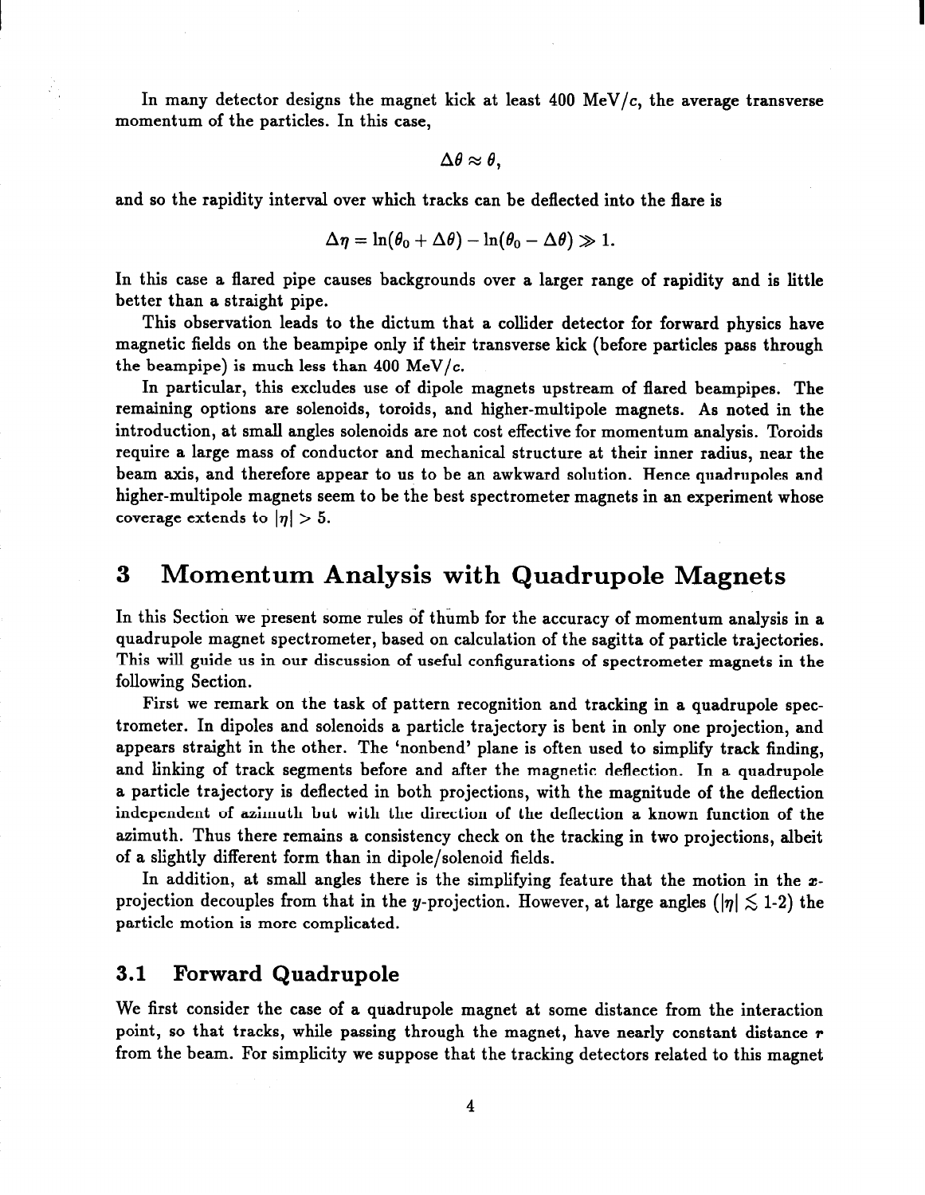In many detector designs the magnet kick at least 400 MeV/$c$, the average transverse momentum of the particles. In this case,

$$\Delta\theta \approx \theta,$$

and so the rapidity interval over which tracks can be deflected into the flare is

$$\Delta\eta = \ln(\theta_0 + \Delta\theta) - \ln(\theta_0 - \Delta\theta) \gg 1.$$

In this case a flared pipe causes backgrounds over a larger range of rapidity and is little better than a straight pipe.

This observation leads to the dictum that a collider detector for forward physics have magnetic fields on the beampipe only if their transverse kick (before particles pass through the beampipe) is much less than 400 MeV/$c$.

In particular, this excludes use of dipole magnets upstream of flared beampipes. The remaining options are solenoids, toroids, and higher-multipole magnets. As noted in the introduction, at small angles solenoids are not cost effective for momentum analysis. Toroids require a large mass of conductor and mechanical structure at their inner radius, near the beam axis, and therefore appear to us to be an awkward solution. Hence quadrupoles and higher-multipole magnets seem to be the best spectrometer magnets in an experiment whose coverage extends to $|\eta| > 5$.

# 3 Momentum Analysis with Quadrupole Magnets

In this Section we present some rules of thumb for the accuracy of momentum analysis in a quadrupole magnet spectrometer, based on calculation of the sagitta of particle trajectories. This will guide us in our discussion of useful configurations of spectrometer magnets in the following Section.

First we remark on the task of pattern recognition and tracking in a quadrupole spectrometer. In dipoles and solenoids a particle trajectory is bent in only one projection, and appears straight in the other. The 'nonbend' plane is often used to simplify track finding, and linking of track segments before and after the magnetic deflection. In a quadrupole a particle trajectory is deflected in both projections, with the magnitude of the deflection independent of azimuth but with the direction of the deflection a known function of the azimuth. Thus there remains a consistency check on the tracking in two projections, albeit of a slightly different form than in dipole/solenoid fields.

In addition, at small angles there is the simplifying feature that the motion in the $x$-projection decouples from that in the $y$-projection. However, at large angles ($|\eta| \lesssim$ 1-2) the particle motion is more complicated.

## 3.1 Forward Quadrupole

We first consider the case of a quadrupole magnet at some distance from the interaction point, so that tracks, while passing through the magnet, have nearly constant distance $r$ from the beam. For simplicity we suppose that the tracking detectors related to this magnet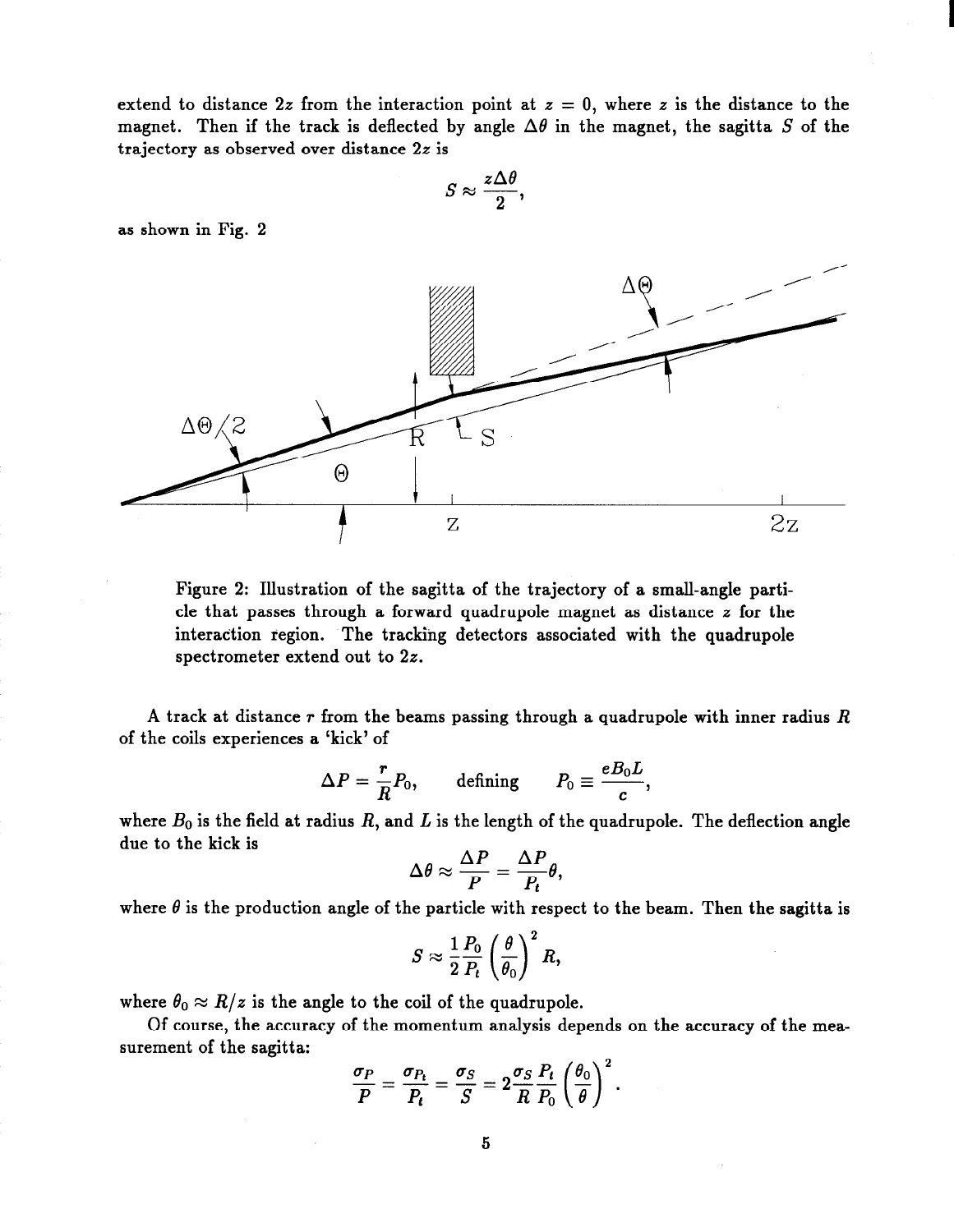extend to distance $2z$ from the interaction point at $z = 0$, where $z$ is the distance to the magnet. Then if the track is deflected by angle $\Delta\theta$ in the magnet, the sagitta $S$ of the trajectory as observed over distance $2z$ is

$$S \approx \frac{z\Delta\theta}{2},$$

as shown in Fig. 2

Figure 2: Illustration of the sagitta of the trajectory of a small-angle particle that passes through a forward quadrupole magnet as distance $z$ for the interaction region. The tracking detectors associated with the quadrupole spectrometer extend out to $2z$.

A track at distance $r$ from the beams passing through a quadrupole with inner radius $R$ of the coils experiences a 'kick' of

$$\Delta P = \frac{r}{R}P_0, \qquad \text{defining} \qquad P_0 \equiv \frac{eB_0L}{c},$$

where $B_0$ is the field at radius $R$, and $L$ is the length of the quadrupole. The deflection angle due to the kick is

$$\Delta\theta \approx \frac{\Delta P}{P} = \frac{\Delta P}{P_t}\theta,$$

where $\theta$ is the production angle of the particle with respect to the beam. Then the sagitta is

$$S \approx \frac{1}{2}\frac{P_0}{P_t}\left(\frac{\theta}{\theta_0}\right)^2 R,$$

where $\theta_0 \approx R/z$ is the angle to the coil of the quadrupole.

Of course, the accuracy of the momentum analysis depends on the accuracy of the measurement of the sagitta:

$$\frac{\sigma_P}{P} = \frac{\sigma_{P_t}}{P_t} = \frac{\sigma_S}{S} = 2\frac{\sigma_S}{R}\frac{P_t}{P_0}\left(\frac{\theta_0}{\theta}\right)^2.$$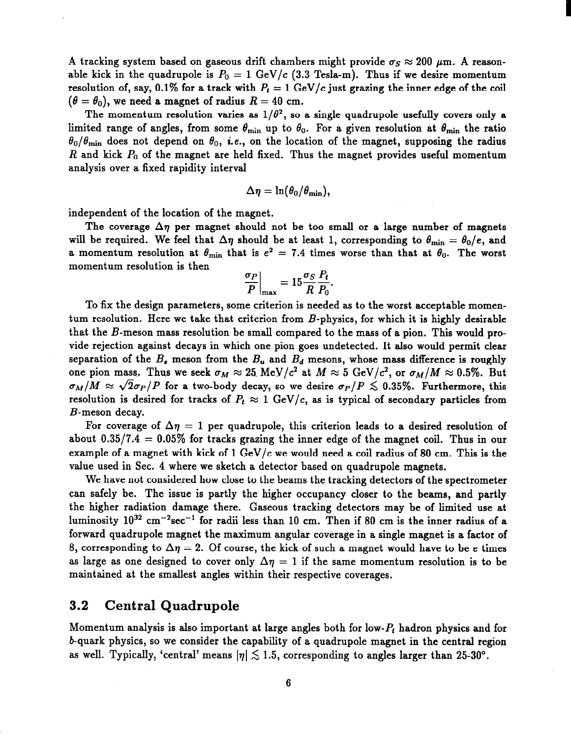A tracking system based on gaseous drift chambers might provide $\sigma_S \approx 200$ $\mu$m. A reasonable kick in the quadrupole is $P_0 = 1$ GeV/$c$ (3.3 Tesla-m). Thus if we desire momentum resolution of, say, 0.1% for a track with $P_t = 1$ GeV/$c$ just grazing the inner edge of the coil ($\theta = \theta_0$), we need a magnet of radius $R = 40$ cm.

The momentum resolution varies as $1/\theta^2$, so a single quadrupole usefully covers only a limited range of angles, from some $\theta_{\rm min}$ up to $\theta_0$. For a given resolution at $\theta_{\rm min}$ the ratio $\theta_0/\theta_{\rm min}$ does not depend on $\theta_0$, *i.e.*, on the location of the magnet, supposing the radius $R$ and kick $P_0$ of the magnet are held fixed. Thus the magnet provides useful momentum analysis over a fixed rapidity interval

$$\Delta\eta = \ln(\theta_0/\theta_{\rm min}),$$

independent of the location of the magnet.

The coverage $\Delta\eta$ per magnet should not be too small or a large number of magnets will be required. We feel that $\Delta\eta$ should be at least 1, corresponding to $\theta_{\rm min} = \theta_0/e$, and a momentum resolution at $\theta_{\rm min}$ that is $e^2 = 7.4$ times worse than that at $\theta_0$. The worst momentum resolution is then

$$\left.\frac{\sigma_P}{P}\right|_{\rm max} = 15\frac{\sigma_S}{R}\frac{P_t}{P_0}.$$

To fix the design parameters, some criterion is needed as to the worst acceptable momentum resolution. Here we take that criterion from $B$-physics, for which it is highly desirable that the $B$-meson mass resolution be small compared to the mass of a pion. This would provide rejection against decays in which one pion goes undetected. It also would permit clear separation of the $B_s$ meson from the $B_u$ and $B_d$ mesons, whose mass difference is roughly one pion mass. Thus we seek $\sigma_M \approx 25$ MeV/$c^2$ at $M \approx 5$ GeV/$c^2$, or $\sigma_M/M \approx 0.5\%$. But $\sigma_M/M \approx \sqrt{2}\sigma_P/P$ for a two-body decay, so we desire $\sigma_P/P \lesssim 0.35\%$. Furthermore, this resolution is desired for tracks of $P_t \approx 1$ GeV/$c$, as is typical of secondary particles from $B$-meson decay.

For coverage of $\Delta\eta = 1$ per quadrupole, this criterion leads to a desired resolution of about $0.35/7.4 = 0.05\%$ for tracks grazing the inner edge of the magnet coil. Thus in our example of a magnet with kick of 1 GeV/$c$ we would need a coil radius of 80 cm. This is the value used in Sec. 4 where we sketch a detector based on quadrupole magnets.

We have not considered how close to the beams the tracking detectors of the spectrometer can safely be. The issue is partly the higher occupancy closer to the beams, and partly the higher radiation damage there. Gaseous tracking detectors may be of limited use at luminosity $10^{32}$ cm$^{-2}$sec$^{-1}$ for radii less than 10 cm. Then if 80 cm is the inner radius of a forward quadrupole magnet the maximum angular coverage in a single magnet is a factor of 8, corresponding to $\Delta\eta = 2$. Of course, the kick of such a magnet would have to be $e$ times as large as one designed to cover only $\Delta\eta = 1$ if the same momentum resolution is to be maintained at the smallest angles within their respective coverages.

## 3.2 Central Quadrupole

Momentum analysis is also important at large angles both for low-$P_t$ hadron physics and for $b$-quark physics, so we consider the capability of a quadrupole magnet in the central region as well. Typically, 'central' means $|\eta| \lesssim 1.5$, corresponding to angles larger than 25-30°.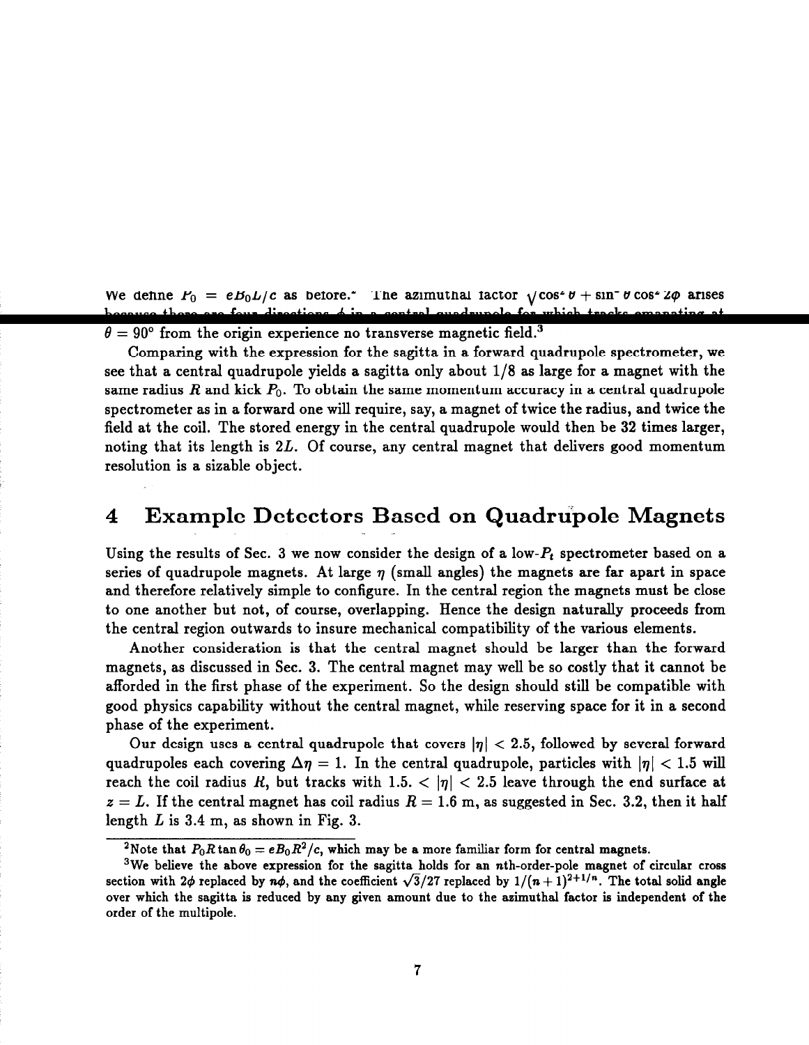We define $P_0 = eB_0L/c$ as before.[2] The azimuthal factor $\sqrt{\cos^2\theta + \sin^2\theta\cos^2 2\phi}$ arises because there are four directions $\phi$ in a central quadrupole for which tracks emanating at $\theta = 90°$ from the origin experience no transverse magnetic field.[3]

Comparing with the expression for the sagitta in a forward quadrupole spectrometer, we see that a central quadrupole yields a sagitta only about 1/8 as large for a magnet with the same radius $R$ and kick $P_0$. To obtain the same momentum accuracy in a central quadrupole spectrometer as in a forward one will require, say, a magnet of twice the radius, and twice the field at the coil. The stored energy in the central quadrupole would then be 32 times larger, noting that its length is $2L$. Of course, any central magnet that delivers good momentum resolution is a sizable object.

## 4 Example Detectors Based on Quadrupole Magnets

Using the results of Sec. 3 we now consider the design of a low-$P_t$ spectrometer based on a series of quadrupole magnets. At large $\eta$ (small angles) the magnets are far apart in space and therefore relatively simple to configure. In the central region the magnets must be close to one another but not, of course, overlapping. Hence the design naturally proceeds from the central region outwards to insure mechanical compatibility of the various elements.

Another consideration is that the central magnet should be larger than the forward magnets, as discussed in Sec. 3. The central magnet may well be so costly that it cannot be afforded in the first phase of the experiment. So the design should still be compatible with good physics capability without the central magnet, while reserving space for it in a second phase of the experiment.

Our design uses a central quadrupole that covers $|\eta| < 2.5$, followed by several forward quadrupoles each covering $\Delta\eta = 1$. In the central quadrupole, particles with $|\eta| < 1.5$ will reach the coil radius $R$, but tracks with $1.5. < |\eta| < 2.5$ leave through the end surface at $z = L$. If the central magnet has coil radius $R = 1.6$ m, as suggested in Sec. 3.2, then it half length $L$ is 3.4 m, as shown in Fig. 3.

---

[2] Note that $P_0 R \tan\theta_0 = eB_0R^2/c$, which may be a more familiar form for central magnets.

[3] We believe the above expression for the sagitta holds for an $n$th-order-pole magnet of circular cross section with $2\phi$ replaced by $n\phi$, and the coefficient $\sqrt{3}/27$ replaced by $1/(n+1)^{2+1/n}$. The total solid angle over which the sagitta is reduced by any given amount due to the azimuthal factor is independent of the order of the multipole.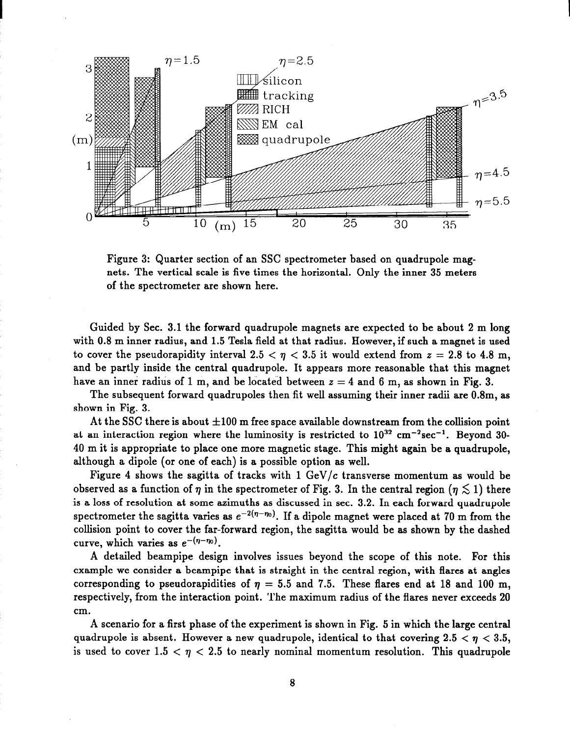Figure 3: Quarter section of an SSC spectrometer based on quadrupole magnets. The vertical scale is five times the horizontal. Only the inner 35 meters of the spectrometer are shown here.

Guided by Sec. 3.1 the forward quadrupole magnets are expected to be about 2 m long with 0.8 m inner radius, and 1.5 Tesla field at that radius. However, if such a magnet is used to cover the pseudorapidity interval $2.5 < \eta < 3.5$ it would extend from $z = 2.8$ to 4.8 m, and be partly inside the central quadrupole. It appears more reasonable that this magnet have an inner radius of 1 m, and be located between $z = 4$ and 6 m, as shown in Fig. 3.

The subsequent forward quadrupoles then fit well assuming their inner radii are 0.8m, as shown in Fig. 3.

At the SSC there is about $\pm 100$ m free space available downstream from the collision point at an interaction region where the luminosity is restricted to $10^{32}$ cm$^{-2}$sec$^{-1}$. Beyond 30-40 m it is appropriate to place one more magnetic stage. This might again be a quadrupole, although a dipole (or one of each) is a possible option as well.

Figure 4 shows the sagitta of tracks with 1 GeV/$c$ transverse momentum as would be observed as a function of $\eta$ in the spectrometer of Fig. 3. In the central region ($\eta \lesssim 1$) there is a loss of resolution at some azimuths as discussed in sec. 3.2. In each forward quadrupole spectrometer the sagitta varies as $e^{-2(\eta - \eta_0)}$. If a dipole magnet were placed at 70 m from the collision point to cover the far-forward region, the sagitta would be as shown by the dashed curve, which varies as $e^{-(\eta - \eta_0)}$.

A detailed beampipe design involves issues beyond the scope of this note. For this example we consider a beampipe that is straight in the central region, with flares at angles corresponding to pseudorapidities of $\eta = 5.5$ and 7.5. These flares end at 18 and 100 m, respectively, from the interaction point. The maximum radius of the flares never exceeds 20 cm.

A scenario for a first phase of the experiment is shown in Fig. 5 in which the large central quadrupole is absent. However a new quadrupole, identical to that covering $2.5 < \eta < 3.5$, is used to cover $1.5 < \eta < 2.5$ to nearly nominal momentum resolution. This quadrupole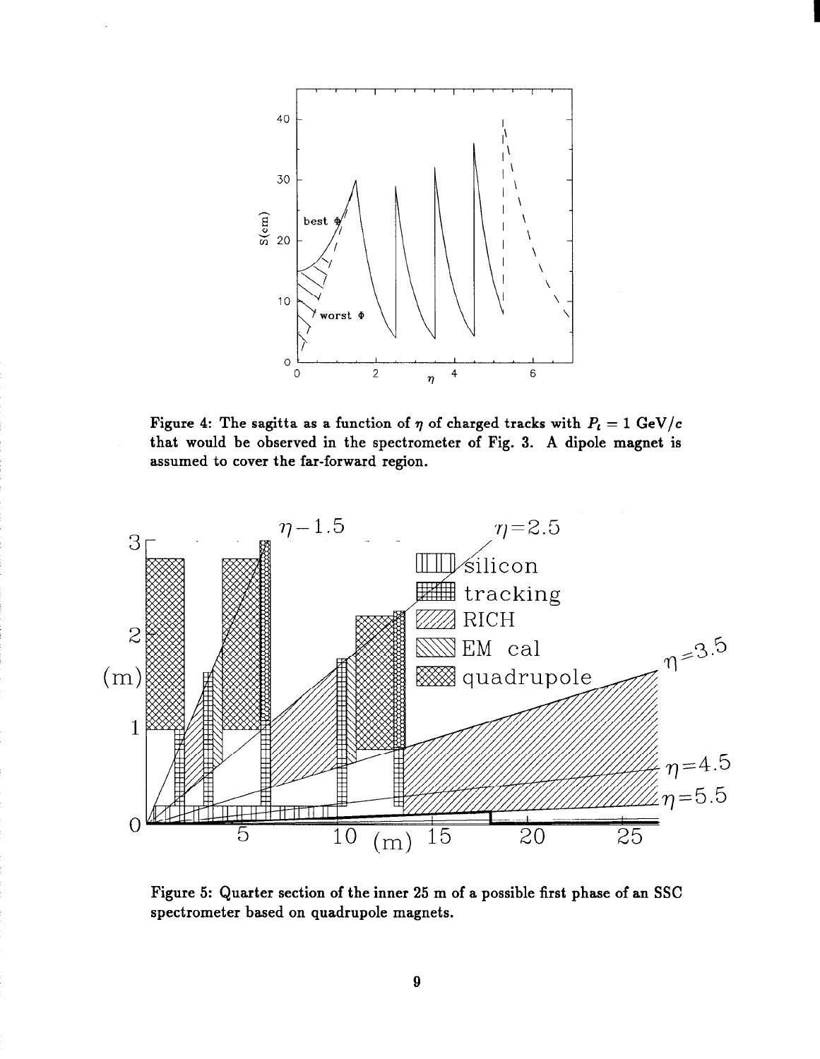**Figure 4: The sagitta as a function of $\eta$ of charged tracks with $P_t = 1$ GeV/$c$ that would be observed in the spectrometer of Fig. 3. A dipole magnet is assumed to cover the far-forward region.**

**Figure 5: Quarter section of the inner 25 m of a possible first phase of an SSC spectrometer based on quadrupole magnets.**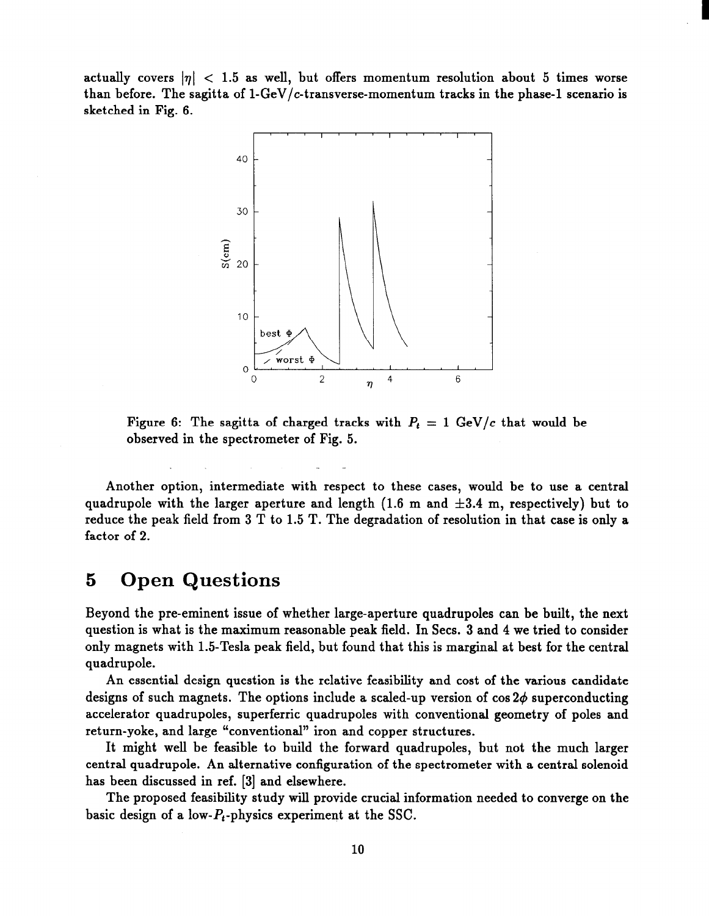actually covers $|\eta| < 1.5$ as well, but offers momentum resolution about 5 times worse than before. The sagitta of 1-GeV/$c$-transverse-momentum tracks in the phase-1 scenario is sketched in Fig. 6.

Figure 6: The sagitta of charged tracks with $P_t = 1$ GeV/$c$ that would be observed in the spectrometer of Fig. 5.

Another option, intermediate with respect to these cases, would be to use a central quadrupole with the larger aperture and length (1.6 m and $\pm 3.4$ m, respectively) but to reduce the peak field from 3 T to 1.5 T. The degradation of resolution in that case is only a factor of 2.

# 5 Open Questions

Beyond the pre-eminent issue of whether large-aperture quadrupoles can be built, the next question is what is the maximum reasonable peak field. In Secs. 3 and 4 we tried to consider only magnets with 1.5-Tesla peak field, but found that this is marginal at best for the central quadrupole.

An essential design question is the relative feasibility and cost of the various candidate designs of such magnets. The options include a scaled-up version of $\cos 2\phi$ superconducting accelerator quadrupoles, superferric quadrupoles with conventional geometry of poles and return-yoke, and large "conventional" iron and copper structures.

It might well be feasible to build the forward quadrupoles, but not the much larger central quadrupole. An alternative configuration of the spectrometer with a central solenoid has been discussed in ref. [3] and elsewhere.

The proposed feasibility study will provide crucial information needed to converge on the basic design of a low-$P_t$-physics experiment at the SSC.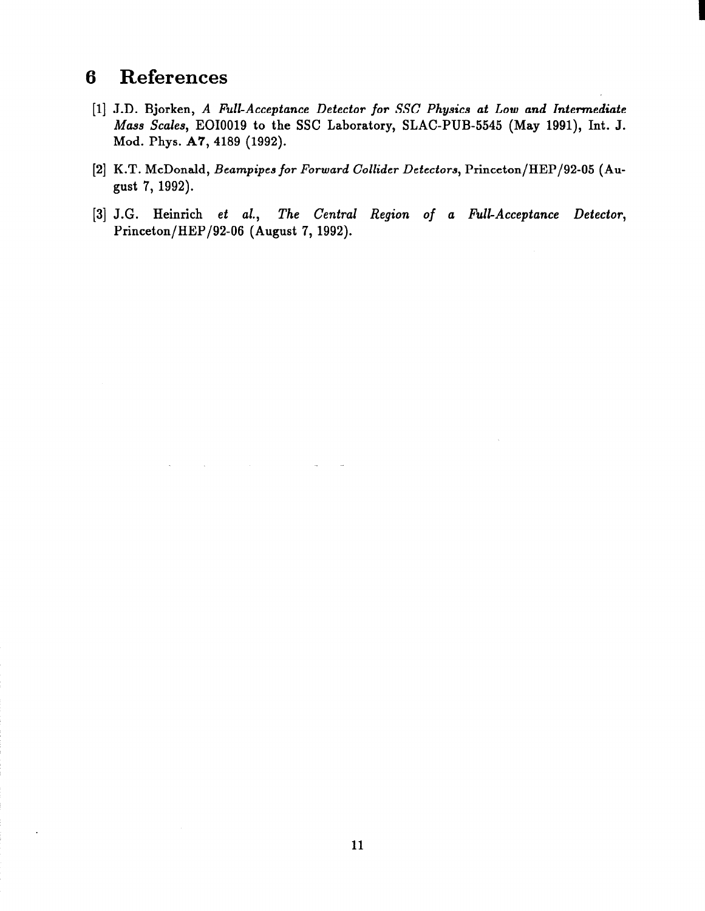# 6 References

[1] J.D. Bjorken, *A Full-Acceptance Detector for SSC Physics at Low and Intermediate Mass Scales*, EOI0019 to the SSC Laboratory, SLAC-PUB-5545 (May 1991), Int. J. Mod. Phys. **A7**, 4189 (1992).

[2] K.T. McDonald, *Beampipes for Forward Collider Detectors*, Princeton/HEP/92-05 (August 7, 1992).

[3] J.G. Heinrich *et al.*, *The Central Region of a Full-Acceptance Detector*, Princeton/HEP/92-06 (August 7, 1992).